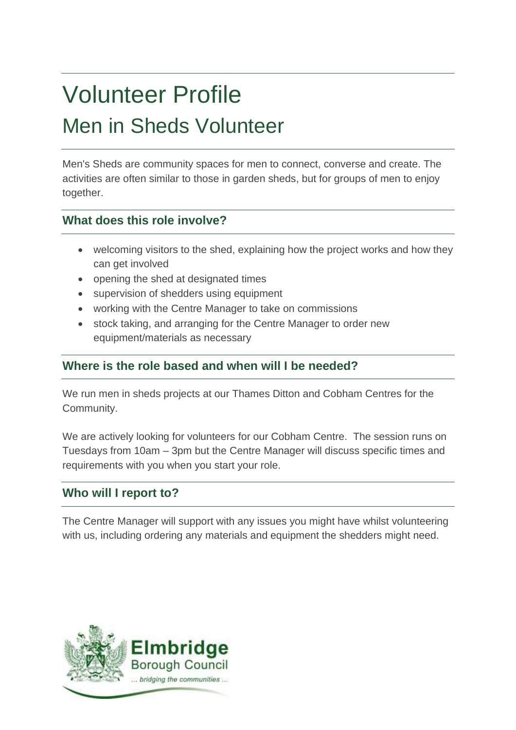# Volunteer Profile

## Men in Sheds Volunteer

Men's Sheds are community spaces for men to connect, converse and create. The activities are often similar to those in garden sheds, but for groups of men to enjoy together.

### What does this role involve?

- welcoming visitors to the shed, explaining how the project works and how they can get involved
- opening the shed at designated times
- supervision of shedders using equipment
- working with the Centre Manager to take on commissions
- stock taking, and arranging for the Centre Manager to order new equipment/materials as necessary

### Where is the role based and when will I be needed?

We run men in sheds projects at our Thames Ditton and Cobham Centres for the Community.

We are actively looking for volunteers for our Cobham Centre. The session runs on Tuesdays from 10am – 3pm but the Centre Manager will discuss specific times and requirements with you when you start your role.

### Who will I report to?

The Centre Manager will support with any issues you might have whilst volunteering with us, including ordering any materials and equipment the shedders might need.

Elmbridge Borough Council
... bridging the communities ...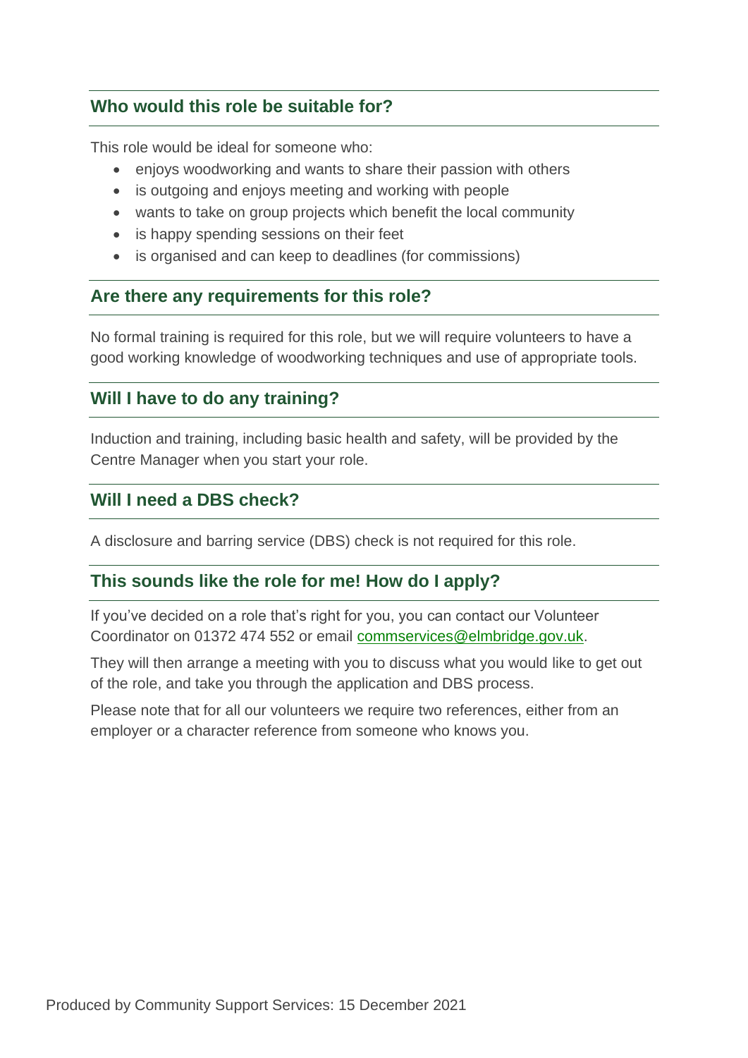## Who would this role be suitable for?

This role would be ideal for someone who:

- enjoys woodworking and wants to share their passion with others
- is outgoing and enjoys meeting and working with people
- wants to take on group projects which benefit the local community
- is happy spending sessions on their feet
- is organised and can keep to deadlines (for commissions)

## Are there any requirements for this role?

No formal training is required for this role, but we will require volunteers to have a good working knowledge of woodworking techniques and use of appropriate tools.

## Will I have to do any training?

Induction and training, including basic health and safety, will be provided by the Centre Manager when you start your role.

## Will I need a DBS check?

A disclosure and barring service (DBS) check is not required for this role.

## This sounds like the role for me! How do I apply?

If you've decided on a role that's right for you, you can contact our Volunteer Coordinator on 01372 474 552 or email commservices@elmbridge.gov.uk.

They will then arrange a meeting with you to discuss what you would like to get out of the role, and take you through the application and DBS process.

Please note that for all our volunteers we require two references, either from an employer or a character reference from someone who knows you.

Produced by Community Support Services: 15 December 2021